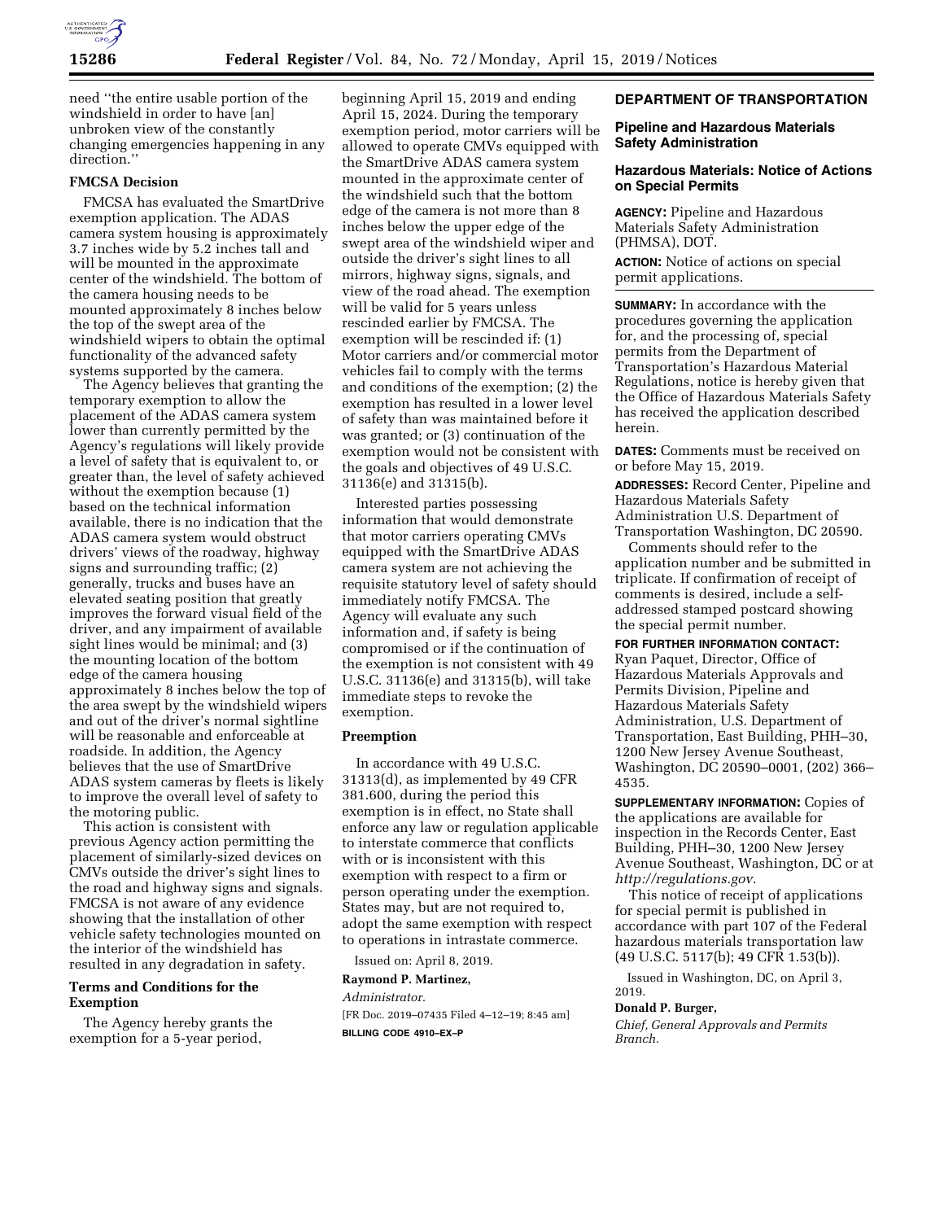need "the entire usable portion of the windshield in order to have [an] unbroken view of the constantly changing emergencies happening in any direction."

### FMCSA Decision

FMCSA has evaluated the SmartDrive exemption application. The ADAS camera system housing is approximately 3.7 inches wide by 5.2 inches tall and will be mounted in the approximate center of the windshield. The bottom of the camera housing needs to be mounted approximately 8 inches below the top of the swept area of the windshield wipers to obtain the optimal functionality of the advanced safety systems supported by the camera.

The Agency believes that granting the temporary exemption to allow the placement of the ADAS camera system lower than currently permitted by the Agency's regulations will likely provide a level of safety that is equivalent to, or greater than, the level of safety achieved without the exemption because (1) based on the technical information available, there is no indication that the ADAS camera system would obstruct drivers' views of the roadway, highway signs and surrounding traffic; (2) generally, trucks and buses have an elevated seating position that greatly improves the forward visual field of the driver, and any impairment of available sight lines would be minimal; and (3) the mounting location of the bottom edge of the camera housing approximately 8 inches below the top of the area swept by the windshield wipers and out of the driver's normal sightline will be reasonable and enforceable at roadside. In addition, the Agency believes that the use of SmartDrive ADAS system cameras by fleets is likely to improve the overall level of safety to the motoring public.

This action is consistent with previous Agency action permitting the placement of similarly-sized devices on CMVs outside the driver's sight lines to the road and highway signs and signals. FMCSA is not aware of any evidence showing that the installation of other vehicle safety technologies mounted on the interior of the windshield has resulted in any degradation in safety.

### Terms and Conditions for the Exemption

The Agency hereby grants the exemption for a 5-year period, beginning April 15, 2019 and ending April 15, 2024. During the temporary exemption period, motor carriers will be allowed to operate CMVs equipped with the SmartDrive ADAS camera system mounted in the approximate center of the windshield such that the bottom edge of the camera is not more than 8 inches below the upper edge of the swept area of the windshield wiper and outside the driver's sight lines to all mirrors, highway signs, signals, and view of the road ahead. The exemption will be valid for 5 years unless rescinded earlier by FMCSA. The exemption will be rescinded if: (1) Motor carriers and/or commercial motor vehicles fail to comply with the terms and conditions of the exemption; (2) the exemption has resulted in a lower level of safety than was maintained before it was granted; or (3) continuation of the exemption would not be consistent with the goals and objectives of 49 U.S.C. 31136(e) and 31315(b).

Interested parties possessing information that would demonstrate that motor carriers operating CMVs equipped with the SmartDrive ADAS camera system are not achieving the requisite statutory level of safety should immediately notify FMCSA. The Agency will evaluate any such information and, if safety is being compromised or if the continuation of the exemption is not consistent with 49 U.S.C. 31136(e) and 31315(b), will take immediate steps to revoke the exemption.

### Preemption

In accordance with 49 U.S.C. 31313(d), as implemented by 49 CFR 381.600, during the period this exemption is in effect, no State shall enforce any law or regulation applicable to interstate commerce that conflicts with or is inconsistent with this exemption with respect to a firm or person operating under the exemption. States may, but are not required to, adopt the same exemption with respect to operations in intrastate commerce.

Issued on: April 8, 2019.

**Raymond P. Martinez,**

*Administrator.*

[FR Doc. 2019–07435 Filed 4–12–19; 8:45 am]

**BILLING CODE 4910–EX–P**

## DEPARTMENT OF TRANSPORTATION

### Pipeline and Hazardous Materials Safety Administration

### Hazardous Materials: Notice of Actions on Special Permits

**AGENCY:** Pipeline and Hazardous Materials Safety Administration (PHMSA), DOT.

**ACTION:** Notice of actions on special permit applications.

**SUMMARY:** In accordance with the procedures governing the application for, and the processing of, special permits from the Department of Transportation's Hazardous Material Regulations, notice is hereby given that the Office of Hazardous Materials Safety has received the application described herein.

**DATES:** Comments must be received on or before May 15, 2019.

**ADDRESSES:** Record Center, Pipeline and Hazardous Materials Safety Administration U.S. Department of Transportation Washington, DC 20590.

Comments should refer to the application number and be submitted in triplicate. If confirmation of receipt of comments is desired, include a self-addressed stamped postcard showing the special permit number.

**FOR FURTHER INFORMATION CONTACT:** Ryan Paquet, Director, Office of Hazardous Materials Approvals and Permits Division, Pipeline and Hazardous Materials Safety Administration, U.S. Department of Transportation, East Building, PHH–30, 1200 New Jersey Avenue Southeast, Washington, DC 20590–0001, (202) 366–4535.

**SUPPLEMENTARY INFORMATION:** Copies of the applications are available for inspection in the Records Center, East Building, PHH–30, 1200 New Jersey Avenue Southeast, Washington, DC or at *http://regulations.gov.*

This notice of receipt of applications for special permit is published in accordance with part 107 of the Federal hazardous materials transportation law (49 U.S.C. 5117(b); 49 CFR 1.53(b)).

Issued in Washington, DC, on April 3, 2019.

**Donald P. Burger,**

*Chief, General Approvals and Permits Branch.*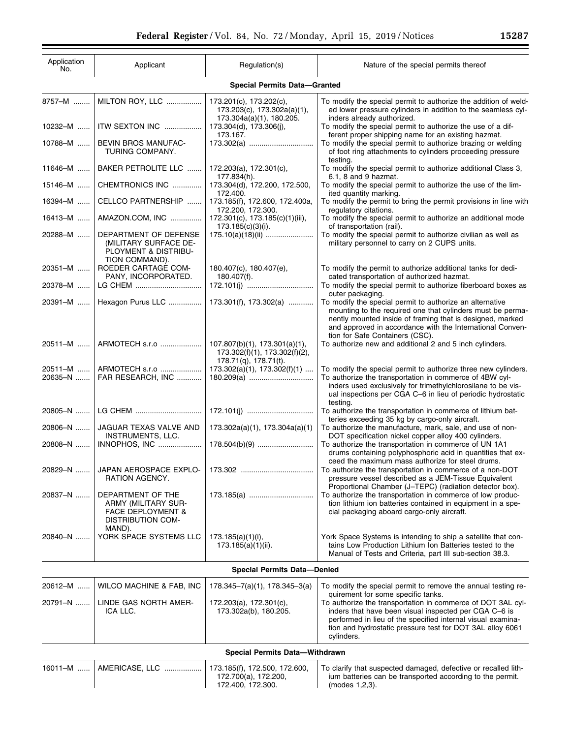| Application No. | Applicant | Regulation(s) | Nature of the special permits thereof |
|---|---|---|---|
| **Special Permits Data—Granted** | | | |
| 8757–M | MILTON ROY, LLC | 173.201(c), 173.202(c), 173.203(c), 173.302a(a)(1), 173.304a(a)(1), 180.205. | To modify the special permit to authorize the addition of welded lower pressure cylinders in addition to the seamless cylinders already authorized. |
| 10232–M | ITW SEXTON INC | 173.304(d), 173.306(j), 173.167. | To modify the special permit to authorize the use of a different proper shipping name for an existing hazmat. |
| 10788–M | BEVIN BROS MANUFACTURING COMPANY. | 173.302(a) | To modify the special permit to authorize brazing or welding of foot ring attachments to cylinders proceeding pressure testing. |
| 11646–M | BAKER PETROLITE LLC | 172.203(a), 172.301(c), 177.834(h). | To modify the special permit to authorize additional Class 3, 6.1, 8 and 9 hazmat. |
| 15146–M | CHEMTRONICS INC | 173.304(d), 172.200, 172.500, 172.400. | To modify the special permit to authorize the use of the limited quantity marking. |
| 16394–M | CELLCO PARTNERSHIP | 173.185(f), 172.600, 172.400a, 172.200, 172.300. | To modify the permit to bring the permit provisions in line with regulatory citations. |
| 16413–M | AMAZON.COM, INC | 172.301(c), 173.185(c)(1)(iii), 173.185(c)(3)(i). | To modify the special permit to authorize an additional mode of transportation (rail). |
| 20288–M | DEPARTMENT OF DEFENSE (MILITARY SURFACE DEPLOYMENT & DISTRIBUTION COMMAND). | 175.10(a)(18)(ii) | To modify the special permit to authorize civilian as well as military personnel to carry on 2 CUPS units. |
| 20351–M | ROEDER CARTAGE COMPANY, INCORPORATED. | 180.407(c), 180.407(e), 180.407(f). | To modify the permit to authorize additional tanks for dedicated transportation of authorized hazmat. |
| 20378–M | LG CHEM | 172.101(j) | To modify the special permit to authorize fiberboard boxes as outer packaging. |
| 20391–M | Hexagon Purus LLC | 173.301(f), 173.302(a) | To modify the special permit to authorize an alternative mounting to the required one that cylinders must be permanently mounted inside of framing that is designed, marked and approved in accordance with the International Convention for Safe Containers (CSC). |
| 20511–M | ARMOTECH s.r.o | 107.807(b)(1), 173.301(a)(1), 173.302(f)(1), 173.302(f)(2), 178.71(q), 178.71(t). | To authorize new and additional 2 and 5 inch cylinders. |
| 20511–M | ARMOTECH s.r.o | 173.302(a)(1), 173.302(f)(1) | To modify the special permit to authorize three new cylinders. |
| 20635–N | FAR RESEARCH, INC | 180.209(a) | To authorize the transportation in commerce of 4BW cylinders used exclusively for trimethylchlorosilane to be visual inspections per CGA C–6 in lieu of periodic hydrostatic testing. |
| 20805–N | LG CHEM | 172.101(j) | To authorize the transportation in commerce of lithium batteries exceeding 35 kg by cargo-only aircraft. |
| 20806–N | JAGUAR TEXAS VALVE AND INSTRUMENTS, LLC. | 173.302a(a)(1), 173.304a(a)(1) | To authorize the manufacture, mark, sale, and use of non-DOT specification nickel copper alloy 400 cylinders. |
| 20808–N | INNOPHOS, INC | 178.504(b)(9) | To authorize the transportation in commerce of UN 1A1 drums containing polyphosphoric acid in quantities that exceed the maximum mass authorize for steel drums. |
| 20829–N | JAPAN AEROSPACE EXPLORATION AGENCY. | 173.302 | To authorize the transportation in commerce of a non-DOT pressure vessel described as a JEM-Tissue Equivalent Proportional Chamber (J–TEPC) (radiation detector box). |
| 20837–N | DEPARTMENT OF THE ARMY (MILITARY SURFACE DEPLOYMENT & DISTRIBUTION COMMAND). | 173.185(a) | To authorize the transportation in commerce of low production lithium ion batteries contained in equipment in a special packaging aboard cargo-only aircraft. |
| 20840–N | YORK SPACE SYSTEMS LLC | 173.185(a)(1)(i), 173.185(a)(1)(ii). | York Space Systems is intending to ship a satellite that contains Low Production Lithium Ion Batteries tested to the Manual of Tests and Criteria, part III sub-section 38.3. |
| **Special Permits Data—Denied** | | | |
| 20612–M | WILCO MACHINE & FAB, INC | 178.345–7(a)(1), 178.345–3(a) | To modify the special permit to remove the annual testing requirement for some specific tanks. |
| 20791–N | LINDE GAS NORTH AMERICA LLC. | 172.203(a), 172.301(c), 173.302a(b), 180.205. | To authorize the transportation in commerce of DOT 3AL cylinders that have been visual inspected per CGA C–6 is performed in lieu of the specified internal visual examination and hydrostatic pressure test for DOT 3AL alloy 6061 cylinders. |
| **Special Permits Data—Withdrawn** | | | |
| 16011–M | AMERICASE, LLC | 173.185(f), 172.500, 172.600, 172.700(a), 172.200, 172.400, 172.300. | To clarify that suspected damaged, defective or recalled lithium batteries can be transported according to the permit. (modes 1,2,3). |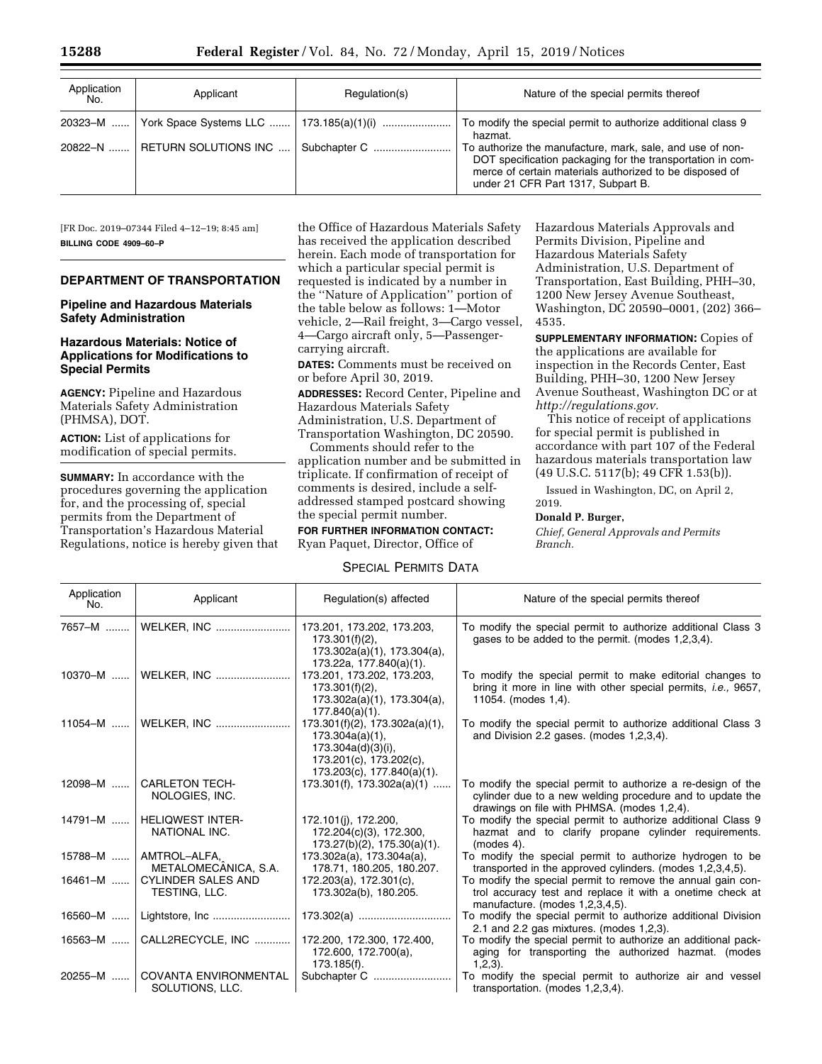| Application No. | Applicant | Regulation(s) | Nature of the special permits thereof |
| --- | --- | --- | --- |
| 20323–M ...... | York Space Systems LLC ....... | 173.185(a)(1)(i) ....................... | To modify the special permit to authorize additional class 9 hazmat. |
| 20822–N ....... | RETURN SOLUTIONS INC .... | Subchapter C ......................... | To authorize the manufacture, mark, sale, and use of non-DOT specification packaging for the transportation in commerce of certain materials authorized to be disposed of under 21 CFR Part 1317, Subpart B. |

[FR Doc. 2019–07344 Filed 4–12–19; 8:45 am]

**BILLING CODE 4909–60–P**

## DEPARTMENT OF TRANSPORTATION

### Pipeline and Hazardous Materials Safety Administration

### Hazardous Materials: Notice of Applications for Modifications to Special Permits

**AGENCY:** Pipeline and Hazardous Materials Safety Administration (PHMSA), DOT.

**ACTION:** List of applications for modification of special permits.

**SUMMARY:** In accordance with the procedures governing the application for, and the processing of, special permits from the Department of Transportation's Hazardous Material Regulations, notice is hereby given that the Office of Hazardous Materials Safety has received the application described herein. Each mode of transportation for which a particular special permit is requested is indicated by a number in the ''Nature of Application'' portion of the table below as follows: 1—Motor vehicle, 2—Rail freight, 3—Cargo vessel, 4—Cargo aircraft only, 5—Passenger-carrying aircraft.

**DATES:** Comments must be received on or before April 30, 2019.

**ADDRESSES:** Record Center, Pipeline and Hazardous Materials Safety Administration, U.S. Department of Transportation Washington, DC 20590.

Comments should refer to the application number and be submitted in triplicate. If confirmation of receipt of comments is desired, include a self-addressed stamped postcard showing the special permit number.

**FOR FURTHER INFORMATION CONTACT:** Ryan Paquet, Director, Office of Hazardous Materials Approvals and Permits Division, Pipeline and Hazardous Materials Safety Administration, U.S. Department of Transportation, East Building, PHH–30, 1200 New Jersey Avenue Southeast, Washington, DC 20590–0001, (202) 366–4535.

**SUPPLEMENTARY INFORMATION:** Copies of the applications are available for inspection in the Records Center, East Building, PHH–30, 1200 New Jersey Avenue Southeast, Washington DC or at *http://regulations.gov.*

This notice of receipt of applications for special permit is published in accordance with part 107 of the Federal hazardous materials transportation law (49 U.S.C. 5117(b); 49 CFR 1.53(b)).

Issued in Washington, DC, on April 2, 2019.

**Donald P. Burger,**

*Chief, General Approvals and Permits Branch.*

SPECIAL PERMITS DATA

| Application No. | Applicant | Regulation(s) affected | Nature of the special permits thereof |
| --- | --- | --- | --- |
| 7657–M ........ | WELKER, INC ......................... | 173.201, 173.202, 173.203, 173.301(f)(2), 173.302a(a)(1), 173.304(a), 173.22a, 177.840(a)(1). | To modify the special permit to authorize additional Class 3 gases to be added to the permit. (modes 1,2,3,4). |
| 10370–M ...... | WELKER, INC ......................... | 173.201, 173.202, 173.203, 173.301(f)(2), 173.302a(a)(1), 173.304(a), 177.840(a)(1). | To modify the special permit to make editorial changes to bring it more in line with other special permits, *i.e.,* 9657, 11054. (modes 1,4). |
| 11054–M ...... | WELKER, INC ......................... | 173.301(f)(2), 173.302a(a)(1), 173.304a(a)(1), 173.304a(d)(3)(i), 173.201(c), 173.202(c), 173.203(c), 177.840(a)(1). | To modify the special permit to authorize additional Class 3 and Division 2.2 gases. (modes 1,2,3,4). |
| 12098–M ...... | CARLETON TECHNOLOGIES, INC. | 173.301(f), 173.302a(a)(1) ...... | To modify the special permit to authorize a re-design of the cylinder due to a new welding procedure and to update the drawings on file with PHMSA. (modes 1,2,4). |
| 14791–M ...... | HELIQWEST INTERNATIONAL INC. | 172.101(j), 172.200, 172.204(c)(3), 172.300, 173.27(b)(2), 175.30(a)(1). | To modify the special permit to authorize additional Class 9 hazmat and to clarify propane cylinder requirements. (modes 4). |
| 15788–M ...... | AMTROL–ALFA, METALOMECÂNICA, S.A. | 173.302a(a), 173.304a(a), 178.71, 180.205, 180.207. | To modify the special permit to authorize hydrogen to be transported in the approved cylinders. (modes 1,2,3,4,5). |
| 16461–M ...... | CYLINDER SALES AND TESTING, LLC. | 172.203(a), 172.301(c), 173.302a(b), 180.205. | To modify the special permit to remove the annual gain control accuracy test and replace it with a onetime check at manufacture. (modes 1,2,3,4,5). |
| 16560–M ...... | Lightstore, Inc .......................... | 173.302(a) ............................... | To modify the special permit to authorize additional Division 2.1 and 2.2 gas mixtures. (modes 1,2,3). |
| 16563–M ...... | CALL2RECYCLE, INC ............ | 172.200, 172.300, 172.400, 172.600, 172.700(a), 173.185(f). | To modify the special permit to authorize an additional packaging for transporting the authorized hazmat. (modes 1,2,3). |
| 20255–M ...... | COVANTA ENVIRONMENTAL SOLUTIONS, LLC. | Subchapter C .......................... | To modify the special permit to authorize air and vessel transportation. (modes 1,2,3,4). |